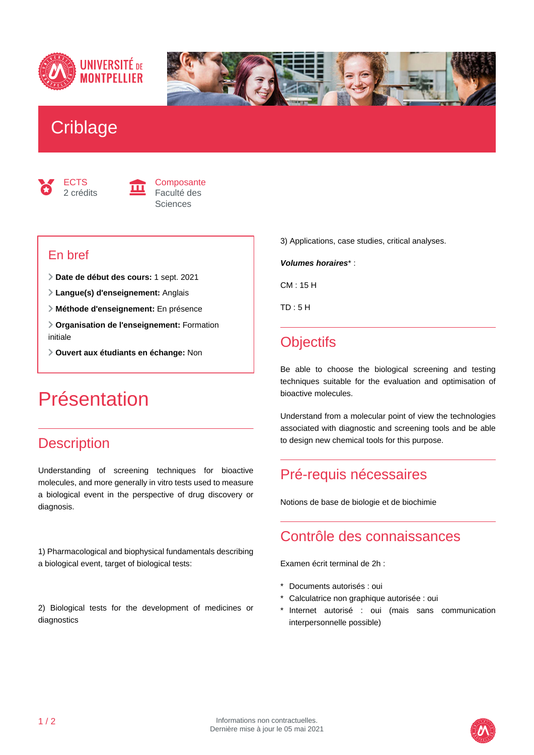# Criblage

ECTS
2 crédits

Composante
Faculté des Sciences

## En bref

- **Date de début des cours:** 1 sept. 2021
- **Langue(s) d'enseignement:** Anglais
- **Méthode d'enseignement:** En présence
- **Organisation de l'enseignement:** Formation initiale
- **Ouvert aux étudiants en échange:** Non

# Présentation

## Description

Understanding of screening techniques for bioactive molecules, and more generally in vitro tests used to measure a biological event in the perspective of drug discovery or diagnosis.

1) Pharmacological and biophysical fundamentals describing a biological event, target of biological tests:

2) Biological tests for the development of medicines or diagnostics

3) Applications, case studies, critical analyses.

***Volumes horaires**** :

CM : 15 H

TD : 5 H

## Objectifs

Be able to choose the biological screening and testing techniques suitable for the evaluation and optimisation of bioactive molecules.

Understand from a molecular point of view the technologies associated with diagnostic and screening tools and be able to design new chemical tools for this purpose.

## Pré-requis nécessaires

Notions de base de biologie et de biochimie

## Contrôle des connaissances

Examen écrit terminal de 2h :

- Documents autorisés : oui
- Calculatrice non graphique autorisée : oui
- Internet autorisé : oui (mais sans communication interpersonnelle possible)

Informations non contractuelles.
Dernière mise à jour le 05 mai 2021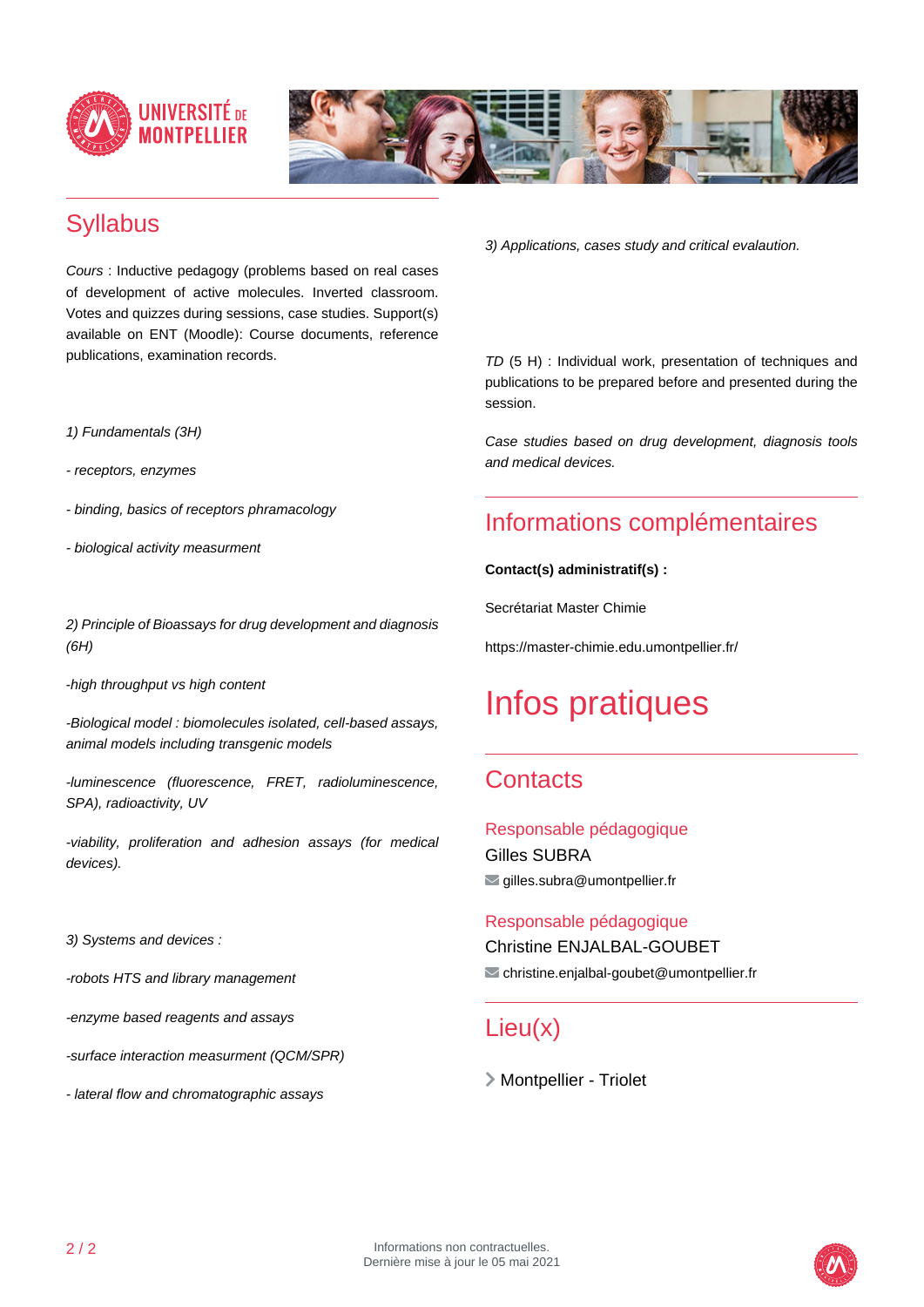## Syllabus

*Cours* : Inductive pedagogy (problems based on real cases of development of active molecules. Inverted classroom. Votes and quizzes during sessions, case studies. Support(s) available on ENT (Moodle): Course documents, reference publications, examination records.

*1) Fundamentals (3H)*

*- receptors, enzymes*

*- binding, basics of receptors phramacology*

*- biological activity measurment*

*2) Principle of Bioassays for drug development and diagnosis (6H)*

*-high throughput vs high content*

*-Biological model : biomolecules isolated, cell-based assays, animal models including transgenic models*

*-luminescence (fluorescence, FRET, radioluminescence, SPA), radioactivity, UV*

*-viability, proliferation and adhesion assays (for medical devices).*

*3) Systems and devices :*

*-robots HTS and library management*

*-enzyme based reagents and assays*

*-surface interaction measurment (QCM/SPR)*

*- lateral flow and chromatographic assays*

*3) Applications, cases study and critical evalaution.*

*TD* (5 H) : Individual work, presentation of techniques and publications to be prepared before and presented during the session.

*Case studies based on drug development, diagnosis tools and medical devices.*

## Informations complémentaires

**Contact(s) administratif(s) :**

Secrétariat Master Chimie

https://master-chimie.edu.umontpellier.fr/

# Infos pratiques

## Contacts

### Responsable pédagogique

Gilles SUBRA

gilles.subra@umontpellier.fr

### Responsable pédagogique

Christine ENJALBAL-GOUBET

christine.enjalbal-goubet@umontpellier.fr

## Lieu(x)

- Montpellier - Triolet

Informations non contractuelles.
Dernière mise à jour le 05 mai 2021